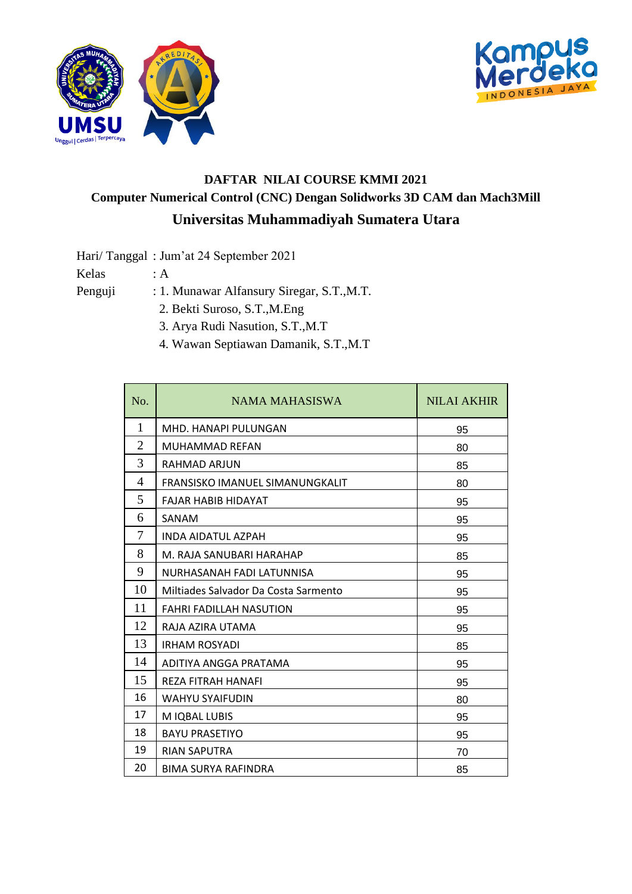# DAFTAR NILAI COURSE KMMI 2021

## Computer Numerical Control (CNC) Dengan Solidworks 3D CAM dan Mach3Mill

## Universitas Muhammadiyah Sumatera Utara

Hari/ Tanggal : Jum'at 24 September 2021

Kelas : A

Penguji : 1. Munawar Alfansury Siregar, S.T.,M.T.

2. Bekti Suroso, S.T.,M.Eng

3. Arya Rudi Nasution, S.T.,M.T

4. Wawan Septiawan Damanik, S.T.,M.T

| No. | NAMA MAHASISWA | NILAI AKHIR |
|---|---|---|
| 1 | MHD. HANAPI PULUNGAN | 95 |
| 2 | MUHAMMAD REFAN | 80 |
| 3 | RAHMAD ARJUN | 85 |
| 4 | FRANSISKO IMANUEL SIMANUNGKALIT | 80 |
| 5 | FAJAR HABIB HIDAYAT | 95 |
| 6 | SANAM | 95 |
| 7 | INDA AIDATUL AZPAH | 95 |
| 8 | M. RAJA SANUBARI HARAHAP | 85 |
| 9 | NURHASANAH FADI LATUNNISA | 95 |
| 10 | Miltiades Salvador Da Costa Sarmento | 95 |
| 11 | FAHRI FADILLAH NASUTION | 95 |
| 12 | RAJA AZIRA UTAMA | 95 |
| 13 | IRHAM ROSYADI | 85 |
| 14 | ADITIYA ANGGA PRATAMA | 95 |
| 15 | REZA FITRAH HANAFI | 95 |
| 16 | WAHYU SYAIFUDIN | 80 |
| 17 | M IQBAL LUBIS | 95 |
| 18 | BAYU PRASETIYO | 95 |
| 19 | RIAN SAPUTRA | 70 |
| 20 | BIMA SURYA RAFINDRA | 85 |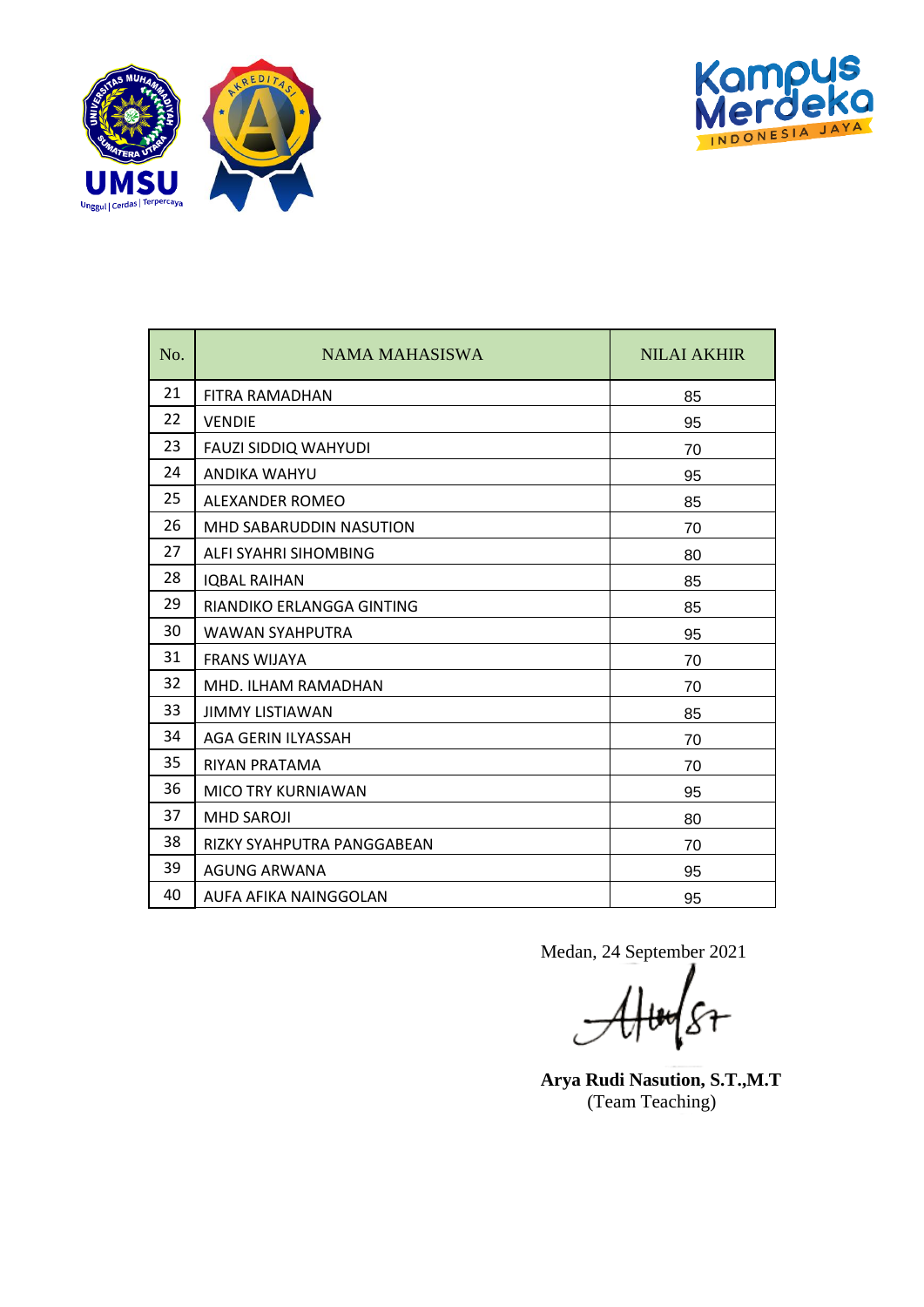| No. | NAMA MAHASISWA | NILAI AKHIR |
|---|---|---|
| 21 | FITRA RAMADHAN | 85 |
| 22 | VENDIE | 95 |
| 23 | FAUZI SIDDIQ WAHYUDI | 70 |
| 24 | ANDIKA WAHYU | 95 |
| 25 | ALEXANDER ROMEO | 85 |
| 26 | MHD SABARUDDIN NASUTION | 70 |
| 27 | ALFI SYAHRI SIHOMBING | 80 |
| 28 | IQBAL RAIHAN | 85 |
| 29 | RIANDIKO ERLANGGA GINTING | 85 |
| 30 | WAWAN SYAHPUTRA | 95 |
| 31 | FRANS WIJAYA | 70 |
| 32 | MHD. ILHAM RAMADHAN | 70 |
| 33 | JIMMY LISTIAWAN | 85 |
| 34 | AGA GERIN ILYASSAH | 70 |
| 35 | RIYAN PRATAMA | 70 |
| 36 | MICO TRY KURNIAWAN | 95 |
| 37 | MHD SAROJI | 80 |
| 38 | RIZKY SYAHPUTRA PANGGABEAN | 70 |
| 39 | AGUNG ARWANA | 95 |
| 40 | AUFA AFIKA NAINGGOLAN | 95 |

Medan, 24 September 2021

**Arya Rudi Nasution, S.T.,M.T**
(Team Teaching)